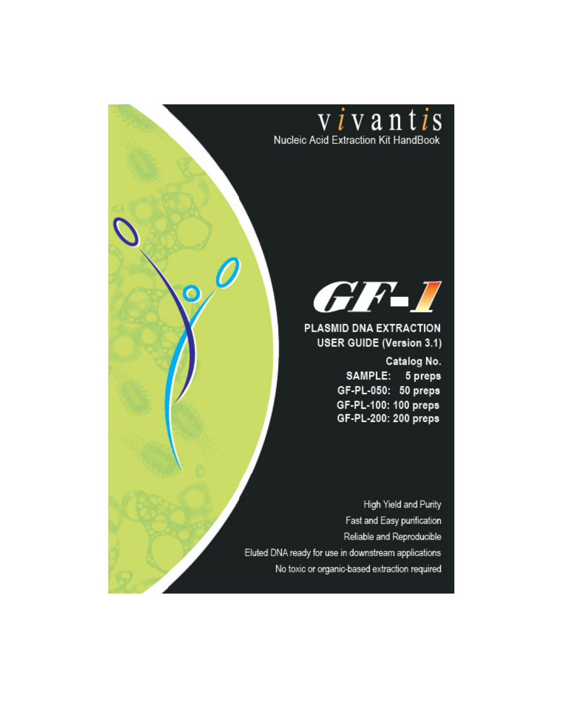# vivantis

Nucleic Acid Extraction Kit HandBook

# GF-1

## PLASMID DNA EXTRACTION USER GUIDE (Version 3.1)

**Catalog No.**

**SAMPLE: 5 preps**

**GF-PL-050: 50 preps**

**GF-PL-100: 100 preps**

**GF-PL-200: 200 preps**

High Yield and Purity

Fast and Easy purification

Reliable and Reproducible

Eluted DNA ready for use in downstream applications

No toxic or organic-based extraction required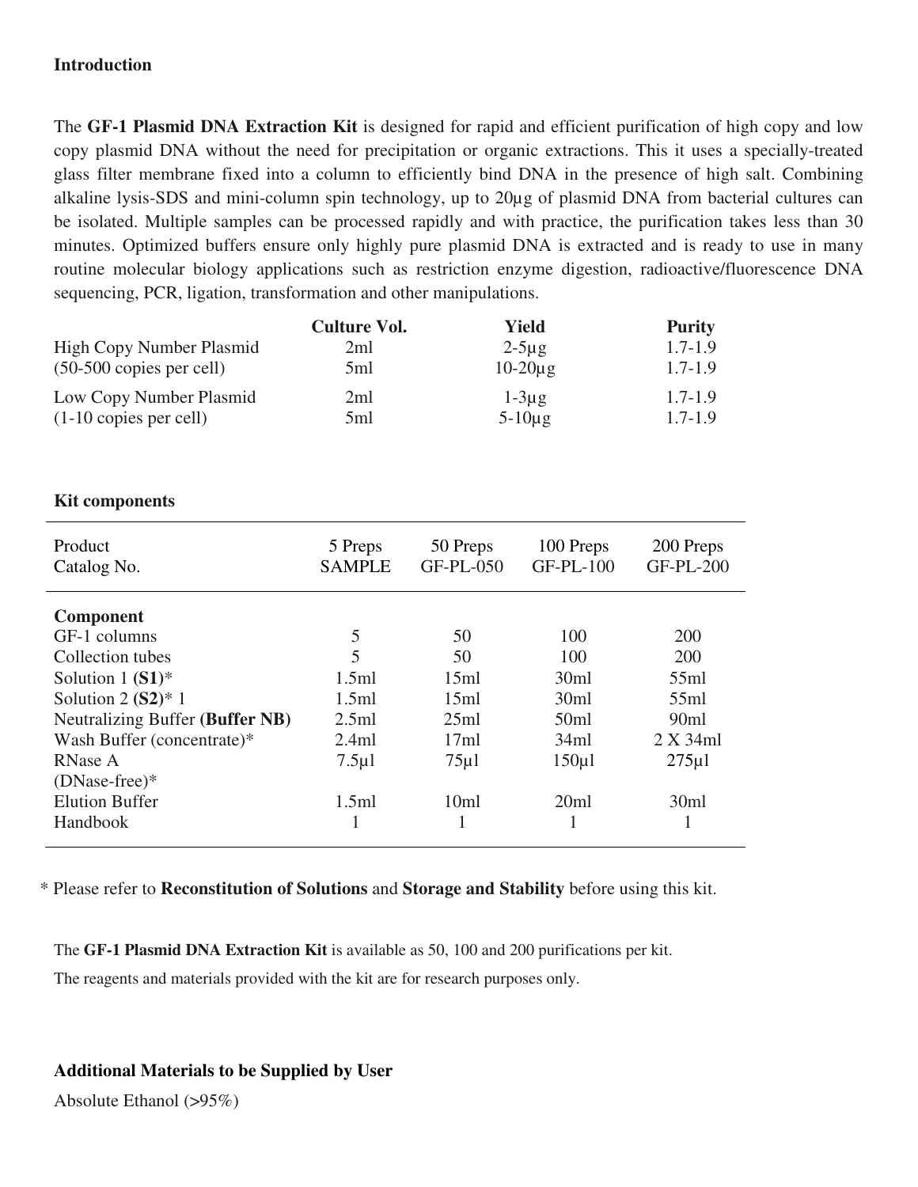## Introduction

The **GF-1 Plasmid DNA Extraction Kit** is designed for rapid and efficient purification of high copy and low copy plasmid DNA without the need for precipitation or organic extractions. This it uses a specially-treated glass filter membrane fixed into a column to efficiently bind DNA in the presence of high salt. Combining alkaline lysis-SDS and mini-column spin technology, up to 20μg of plasmid DNA from bacterial cultures can be isolated. Multiple samples can be processed rapidly and with practice, the purification takes less than 30 minutes. Optimized buffers ensure only highly pure plasmid DNA is extracted and is ready to use in many routine molecular biology applications such as restriction enzyme digestion, radioactive/fluorescence DNA sequencing, PCR, ligation, transformation and other manipulations.

| | **Culture Vol.** | **Yield** | **Purity** |
|---|---|---|---|
| High Copy Number Plasmid | 2ml | 2-5μg | 1.7-1.9 |
| (50-500 copies per cell) | 5ml | 10-20μg | 1.7-1.9 |
| Low Copy Number Plasmid | 2ml | 1-3μg | 1.7-1.9 |
| (1-10 copies per cell) | 5ml | 5-10μg | 1.7-1.9 |

## Kit components

| Product<br>Catalog No. | 5 Preps<br>SAMPLE | 50 Preps<br>GF-PL-050 | 100 Preps<br>GF-PL-100 | 200 Preps<br>GF-PL-200 |
|---|---|---|---|---|
| **Component** | | | | |
| GF-1 columns | 5 | 50 | 100 | 200 |
| Collection tubes | 5 | 50 | 100 | 200 |
| Solution 1 (**S1**)* | 1.5ml | 15ml | 30ml | 55ml |
| Solution 2 (**S2**)* 1 | 1.5ml | 15ml | 30ml | 55ml |
| Neutralizing Buffer (**Buffer NB**) | 2.5ml | 25ml | 50ml | 90ml |
| Wash Buffer (concentrate)* | 2.4ml | 17ml | 34ml | 2 X 34ml |
| RNase A (DNase-free)* | 7.5μl | 75μl | 150μl | 275μl |
| Elution Buffer | 1.5ml | 10ml | 20ml | 30ml |
| Handbook | 1 | 1 | 1 | 1 |

* Please refer to **Reconstitution of Solutions** and **Storage and Stability** before using this kit.

The **GF-1 Plasmid DNA Extraction Kit** is available as 50, 100 and 200 purifications per kit.

The reagents and materials provided with the kit are for research purposes only.

## Additional Materials to be Supplied by User

Absolute Ethanol (>95%)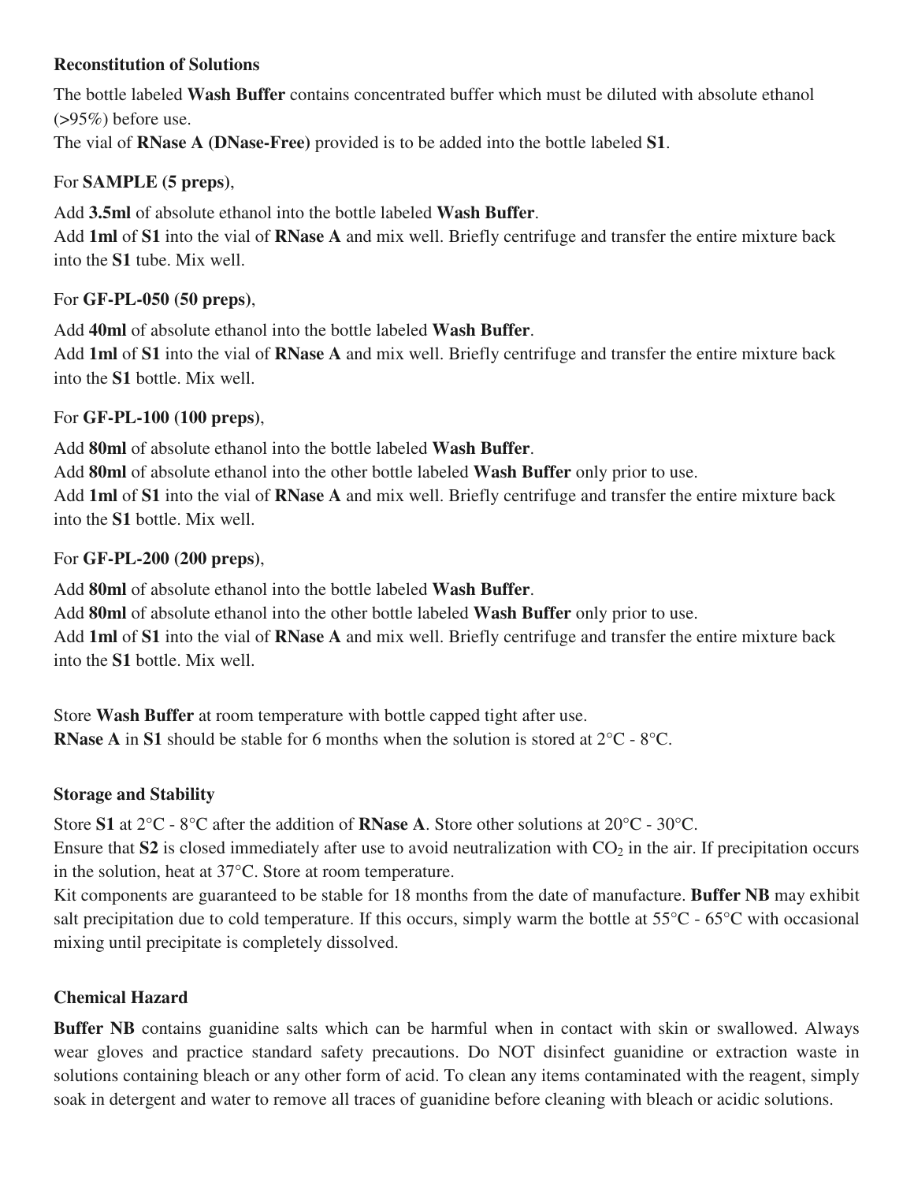### Reconstitution of Solutions

The bottle labeled **Wash Buffer** contains concentrated buffer which must be diluted with absolute ethanol (>95%) before use.
The vial of **RNase A (DNase-Free)** provided is to be added into the bottle labeled **S1**.

For **SAMPLE (5 preps)**,

Add **3.5ml** of absolute ethanol into the bottle labeled **Wash Buffer**.
Add **1ml** of **S1** into the vial of **RNase A** and mix well. Briefly centrifuge and transfer the entire mixture back into the **S1** tube. Mix well.

For **GF-PL-050 (50 preps)**,

Add **40ml** of absolute ethanol into the bottle labeled **Wash Buffer**.
Add **1ml** of **S1** into the vial of **RNase A** and mix well. Briefly centrifuge and transfer the entire mixture back into the **S1** bottle. Mix well.

For **GF-PL-100 (100 preps)**,

Add **80ml** of absolute ethanol into the bottle labeled **Wash Buffer**.
Add **80ml** of absolute ethanol into the other bottle labeled **Wash Buffer** only prior to use.
Add **1ml** of **S1** into the vial of **RNase A** and mix well. Briefly centrifuge and transfer the entire mixture back into the **S1** bottle. Mix well.

For **GF-PL-200 (200 preps)**,

Add **80ml** of absolute ethanol into the bottle labeled **Wash Buffer**.
Add **80ml** of absolute ethanol into the other bottle labeled **Wash Buffer** only prior to use.
Add **1ml** of **S1** into the vial of **RNase A** and mix well. Briefly centrifuge and transfer the entire mixture back into the **S1** bottle. Mix well.

Store **Wash Buffer** at room temperature with bottle capped tight after use.
**RNase A** in **S1** should be stable for 6 months when the solution is stored at 2°C - 8°C.

### Storage and Stability

Store **S1** at 2°C - 8°C after the addition of **RNase A**. Store other solutions at 20°C - 30°C.
Ensure that **S2** is closed immediately after use to avoid neutralization with $CO_2$ in the air. If precipitation occurs in the solution, heat at 37°C. Store at room temperature.
Kit components are guaranteed to be stable for 18 months from the date of manufacture. **Buffer NB** may exhibit salt precipitation due to cold temperature. If this occurs, simply warm the bottle at 55°C - 65°C with occasional mixing until precipitate is completely dissolved.

### Chemical Hazard

**Buffer NB** contains guanidine salts which can be harmful when in contact with skin or swallowed. Always wear gloves and practice standard safety precautions. Do NOT disinfect guanidine or extraction waste in solutions containing bleach or any other form of acid. To clean any items contaminated with the reagent, simply soak in detergent and water to remove all traces of guanidine before cleaning with bleach or acidic solutions.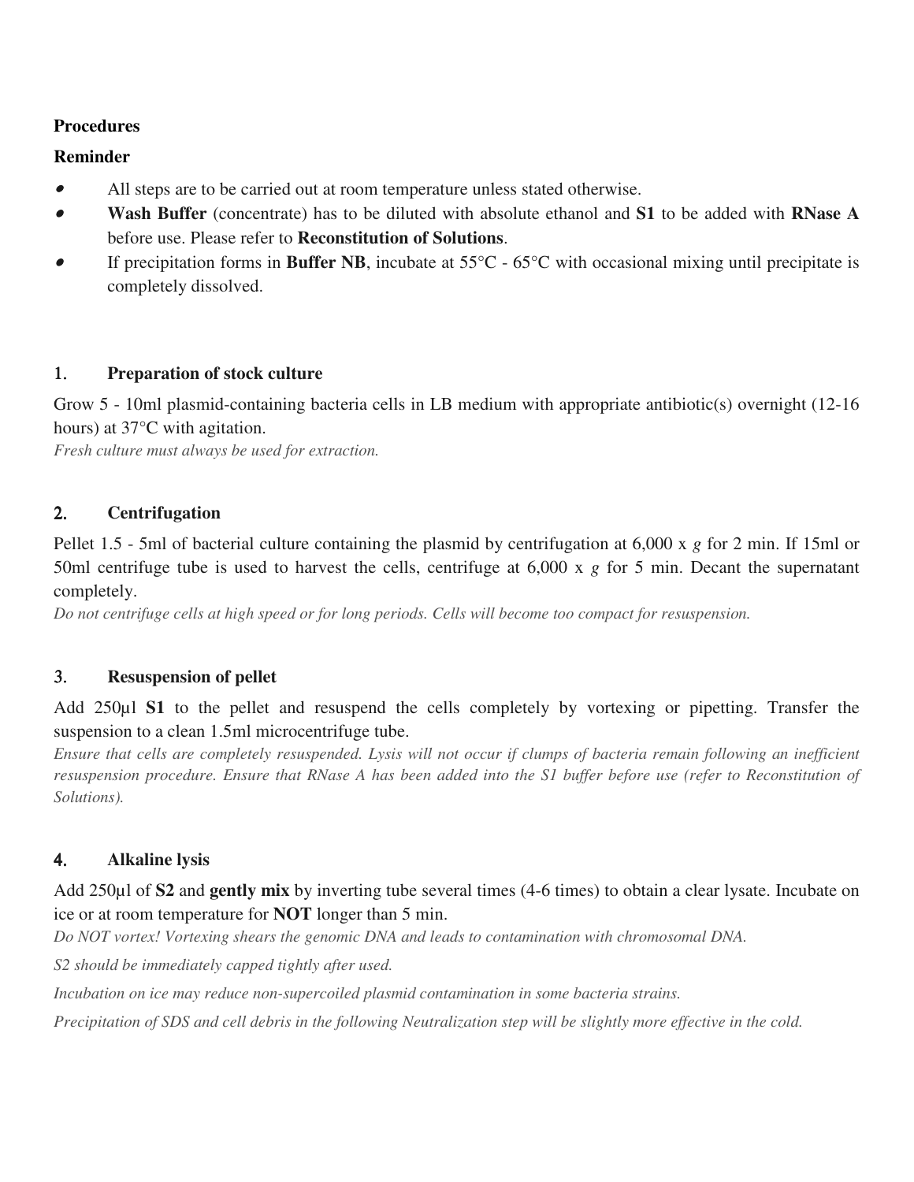**Procedures**

**Reminder**

- All steps are to be carried out at room temperature unless stated otherwise.
- **Wash Buffer** (concentrate) has to be diluted with absolute ethanol and **S1** to be added with **RNase A** before use. Please refer to **Reconstitution of Solutions**.
- If precipitation forms in **Buffer NB**, incubate at 55°C - 65°C with occasional mixing until precipitate is completely dissolved.

## 1. Preparation of stock culture

Grow 5 - 10ml plasmid-containing bacteria cells in LB medium with appropriate antibiotic(s) overnight (12-16 hours) at 37°C with agitation.

*Fresh culture must always be used for extraction.*

## 2. Centrifugation

Pellet 1.5 - 5ml of bacterial culture containing the plasmid by centrifugation at 6,000 x *g* for 2 min. If 15ml or 50ml centrifuge tube is used to harvest the cells, centrifuge at 6,000 x *g* for 5 min. Decant the supernatant completely.

*Do not centrifuge cells at high speed or for long periods. Cells will become too compact for resuspension.*

## 3. Resuspension of pellet

Add 250µl **S1** to the pellet and resuspend the cells completely by vortexing or pipetting. Transfer the suspension to a clean 1.5ml microcentrifuge tube.

*Ensure that cells are completely resuspended. Lysis will not occur if clumps of bacteria remain following an inefficient resuspension procedure. Ensure that RNase A has been added into the S1 buffer before use (refer to Reconstitution of Solutions).*

## 4. Alkaline lysis

Add 250µl of **S2** and **gently mix** by inverting tube several times (4-6 times) to obtain a clear lysate. Incubate on ice or at room temperature for **NOT** longer than 5 min.

*Do NOT vortex! Vortexing shears the genomic DNA and leads to contamination with chromosomal DNA.*

*S2 should be immediately capped tightly after used.*

*Incubation on ice may reduce non-supercoiled plasmid contamination in some bacteria strains.*

*Precipitation of SDS and cell debris in the following Neutralization step will be slightly more effective in the cold.*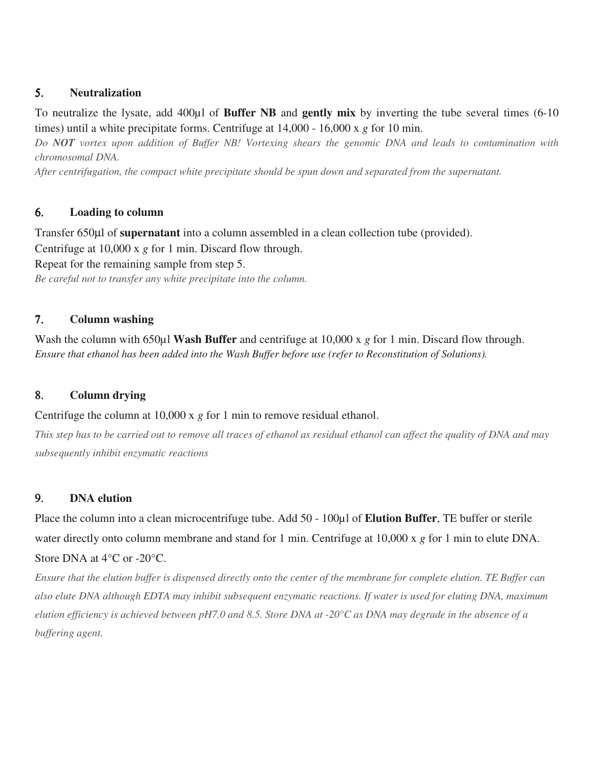## 5. Neutralization

To neutralize the lysate, add 400µl of **Buffer NB** and **gently mix** by inverting the tube several times (6-10 times) until a white precipitate forms. Centrifuge at 14,000 - 16,000 x *g* for 10 min.

*Do **NOT** vortex upon addition of Buffer NB! Vortexing shears the genomic DNA and leads to contamination with chromosomal DNA.*

*After centrifugation, the compact white precipitate should be spun down and separated from the supernatant.*

## 6. Loading to column

Transfer 650µl of **supernatant** into a column assembled in a clean collection tube (provided).

Centrifuge at 10,000 x *g* for 1 min. Discard flow through.

Repeat for the remaining sample from step 5.

*Be careful not to transfer any white precipitate into the column.*

## 7. Column washing

Wash the column with 650µl **Wash Buffer** and centrifuge at 10,000 x *g* for 1 min. Discard flow through.

*Ensure that ethanol has been added into the Wash Buffer before use (refer to Reconstitution of Solutions).*

## 8. Column drying

Centrifuge the column at 10,000 x *g* for 1 min to remove residual ethanol.

*This step has to be carried out to remove all traces of ethanol as residual ethanol can affect the quality of DNA and may subsequently inhibit enzymatic reactions*

## 9. DNA elution

Place the column into a clean microcentrifuge tube. Add 50 - 100µl of **Elution Buffer**, TE buffer or sterile water directly onto column membrane and stand for 1 min. Centrifuge at 10,000 x *g* for 1 min to elute DNA. Store DNA at 4°C or -20°C.

*Ensure that the elution buffer is dispensed directly onto the center of the membrane for complete elution. TE Buffer can also elute DNA although EDTA may inhibit subsequent enzymatic reactions. If water is used for eluting DNA, maximum elution efficiency is achieved between pH7.0 and 8.5. Store DNA at -20°C as DNA may degrade in the absence of a buffering agent.*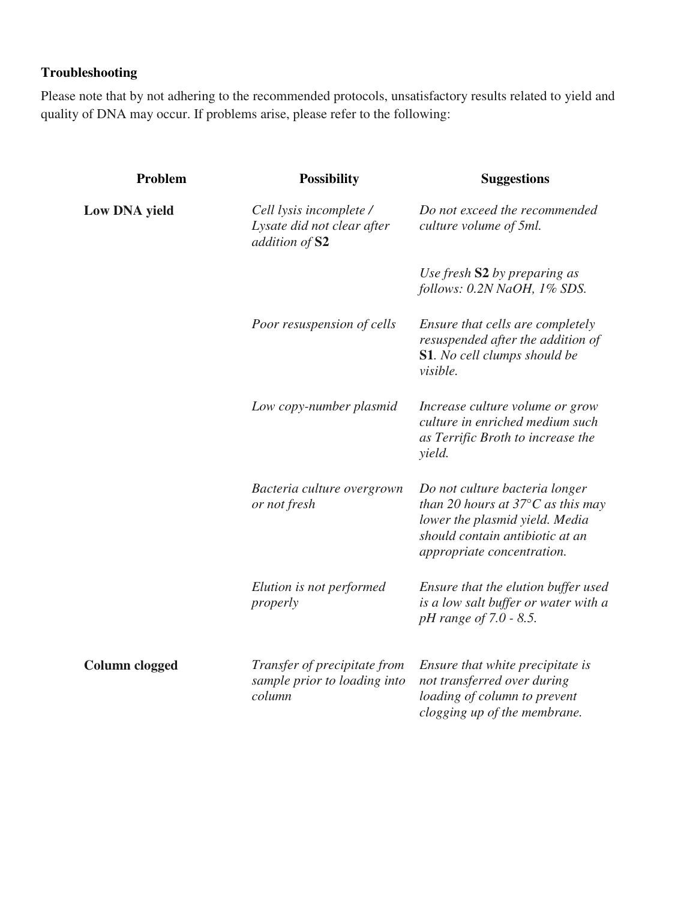**Troubleshooting**

Please note that by not adhering to the recommended protocols, unsatisfactory results related to yield and quality of DNA may occur. If problems arise, please refer to the following:

| Problem | Possibility | Suggestions |
| --- | --- | --- |
| **Low DNA yield** | *Cell lysis incomplete / Lysate did not clear after addition of* **S2** | *Do not exceed the recommended culture volume of 5ml.* |
| | | *Use fresh* **S2** *by preparing as follows: 0.2N NaOH, 1% SDS.* |
| | *Poor resuspension of cells* | *Ensure that cells are completely resuspended after the addition of* **S1***. No cell clumps should be visible.* |
| | *Low copy-number plasmid* | *Increase culture volume or grow culture in enriched medium such as Terrific Broth to increase the yield.* |
| | *Bacteria culture overgrown or not fresh* | *Do not culture bacteria longer than 20 hours at 37°C as this may lower the plasmid yield. Media should contain antibiotic at an appropriate concentration.* |
| | *Elution is not performed properly* | *Ensure that the elution buffer used is a low salt buffer or water with a pH range of 7.0 - 8.5.* |
| **Column clogged** | *Transfer of precipitate from sample prior to loading into column* | *Ensure that white precipitate is not transferred over during loading of column to prevent clogging up of the membrane.* |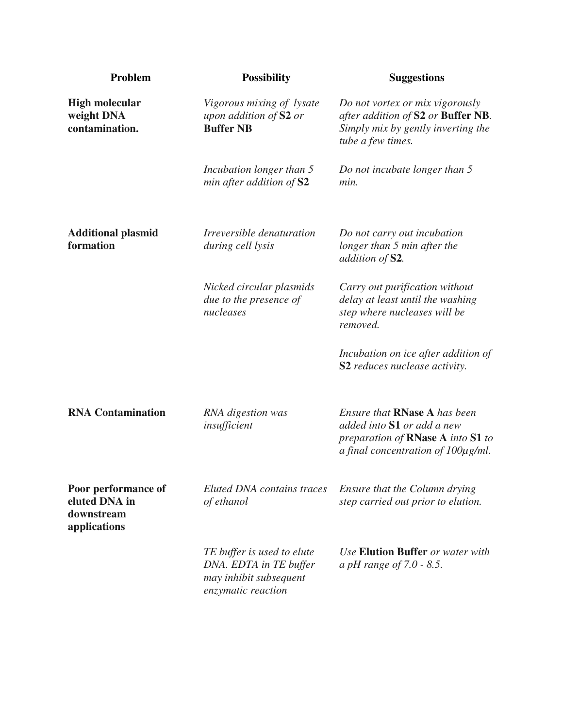| Problem | Possibility | Suggestions |
| --- | --- | --- |
| **High molecular weight DNA contamination.** | *Vigorous mixing of lysate upon addition of* **S2** *or* **Buffer NB** | *Do not vortex or mix vigorously after addition of* **S2** *or* **Buffer NB**. *Simply mix by gently inverting the tube a few times.* |
| | *Incubation longer than 5 min after addition of* **S2** | *Do not incubate longer than 5 min.* |
| **Additional plasmid formation** | *Irreversible denaturation during cell lysis* | *Do not carry out incubation longer than 5 min after the addition of* **S2***.* |
| | *Nicked circular plasmids due to the presence of nucleases* | *Carry out purification without delay at least until the washing step where nucleases will be removed.* |
| | | *Incubation on ice after addition of* **S2** *reduces nuclease activity.* |
| **RNA Contamination** | *RNA digestion was insufficient* | *Ensure that* **RNase A** *has been added into* **S1** *or add a new preparation of* **RNase A** *into* **S1** *to a final concentration of 100µg/ml.* |
| **Poor performance of eluted DNA in downstream applications** | *Eluted DNA contains traces of ethanol* | *Ensure that the Column drying step carried out prior to elution.* |
| | *TE buffer is used to elute DNA. EDTA in TE buffer may inhibit subsequent enzymatic reaction* | *Use* **Elution Buffer** *or water with a pH range of 7.0 - 8.5.* |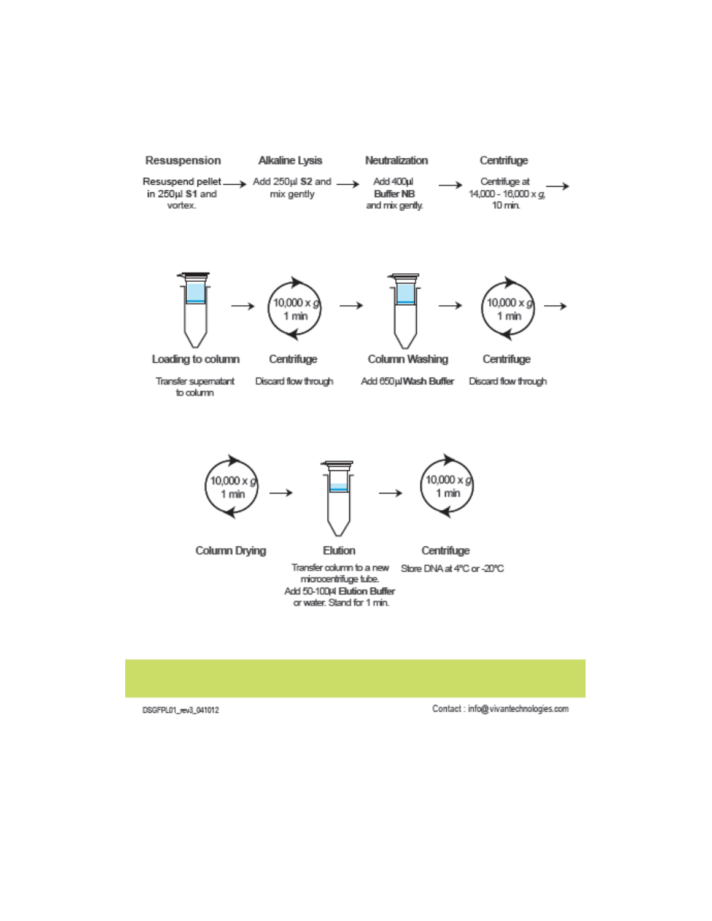**Resuspension**

Resuspend pellet in 250µl **S1** and vortex.

→

**Alkaline Lysis**

Add 250µl **S2** and mix gently

→

**Neutralization**

Add 400µl **Buffer NB** and mix gently.

→

**Centrifuge**

Centrifuge at 14,000 - 16,000 x *g*, 10 min.

→

**Loading to column**

Transfer supernatant to column

→

10,000 x *g* 1 min

**Centrifuge**

Discard flow through

→

**Column Washing**

Add 650µl **Wash Buffer**

→

10,000 x *g* 1 min

**Centrifuge**

Discard flow through

→

10,000 x *g* 1 min

**Column Drying**

→

**Elution**

Transfer column to a new microcentrifuge tube. Add 50-100µl **Elution Buffer** or water. Stand for 1 min.

→

10,000 x *g* 1 min

**Centrifuge**

Store DNA at 4°C or -20°C

DSGFPL01_rev3_041012

Contact : info@vivantechnologies.com